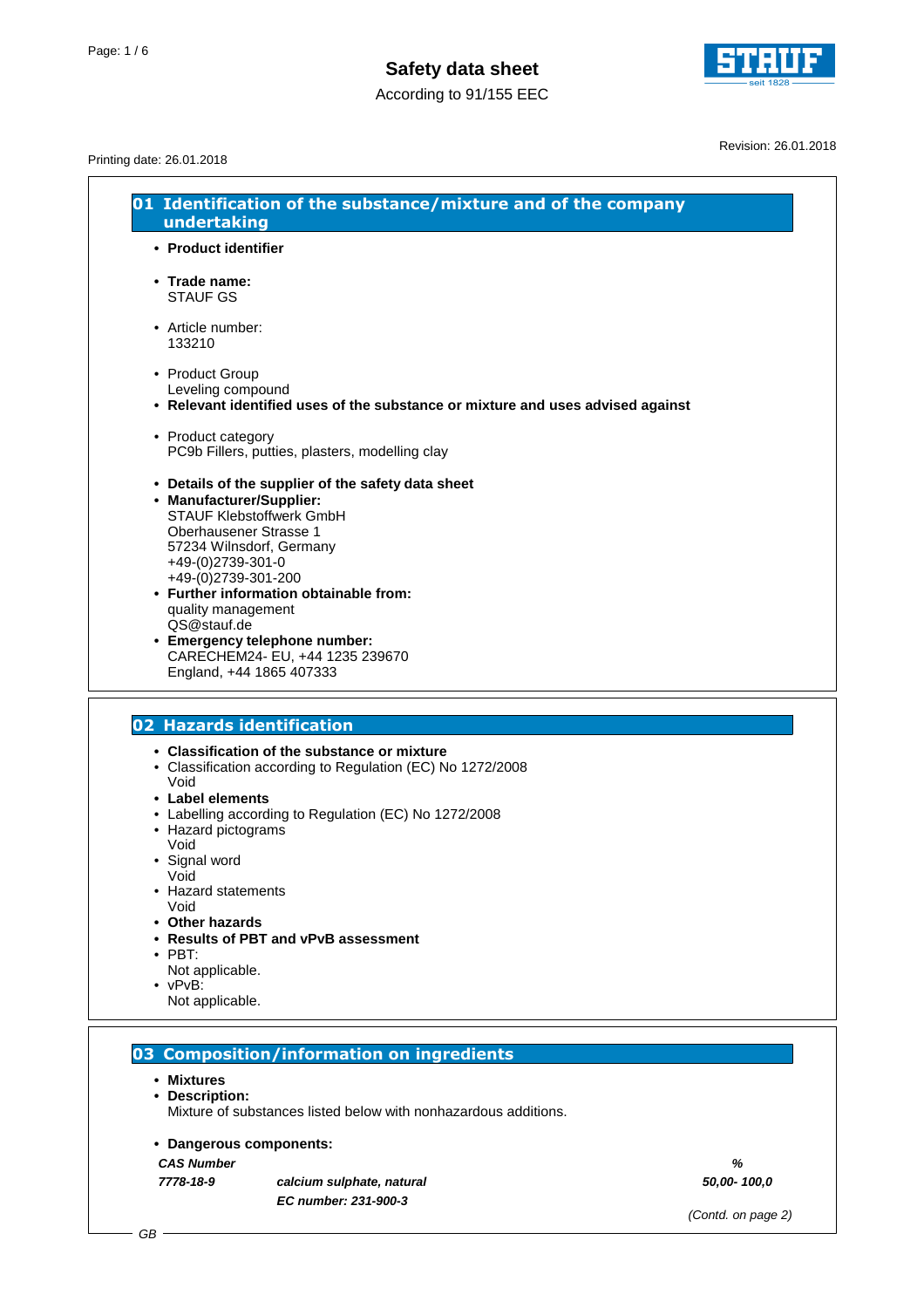# Safety data sheet

According to 91/155 EEC

Printing date: 26.01.2018

Revision: 26.01.2018

## 01 Identification of the substance/mixture and of the company undertaking

- **Product identifier**
- **Trade name:**
  STAUF GS
- Article number:
  133210
- Product Group
  Leveling compound
- **Relevant identified uses of the substance or mixture and uses advised against**
- Product category
  PC9b Fillers, putties, plasters, modelling clay
- **Details of the supplier of the safety data sheet**
- **Manufacturer/Supplier:**
  STAUF Klebstoffwerk GmbH
  Oberhausener Strasse 1
  57234 Wilnsdorf, Germany
  +49-(0)2739-301-0
  +49-(0)2739-301-200
- **Further information obtainable from:**
  quality management
  QS@stauf.de
- **Emergency telephone number:**
  CARECHEM24- EU, +44 1235 239670
  England, +44 1865 407333

## 02 Hazards identification

- **Classification of the substance or mixture**
- Classification according to Regulation (EC) No 1272/2008
  Void
- **Label elements**
- Labelling according to Regulation (EC) No 1272/2008
- Hazard pictograms
  Void
- Signal word
  Void
- Hazard statements
  Void
- **Other hazards**
- **Results of PBT and vPvB assessment**
- PBT:
  Not applicable.
- vPvB:
  Not applicable.

## 03 Composition/information on ingredients

- **Mixtures**
- **Description:**
  Mixture of substances listed below with nonhazardous additions.
- **Dangerous components:**

| *CAS Number* | | *%* |
|---|---|---|
| *7778-18-9* | *calcium sulphate, natural* | *50,00- 100,0* |
| | *EC number: 231-900-3* | |

*(Contd. on page 2)*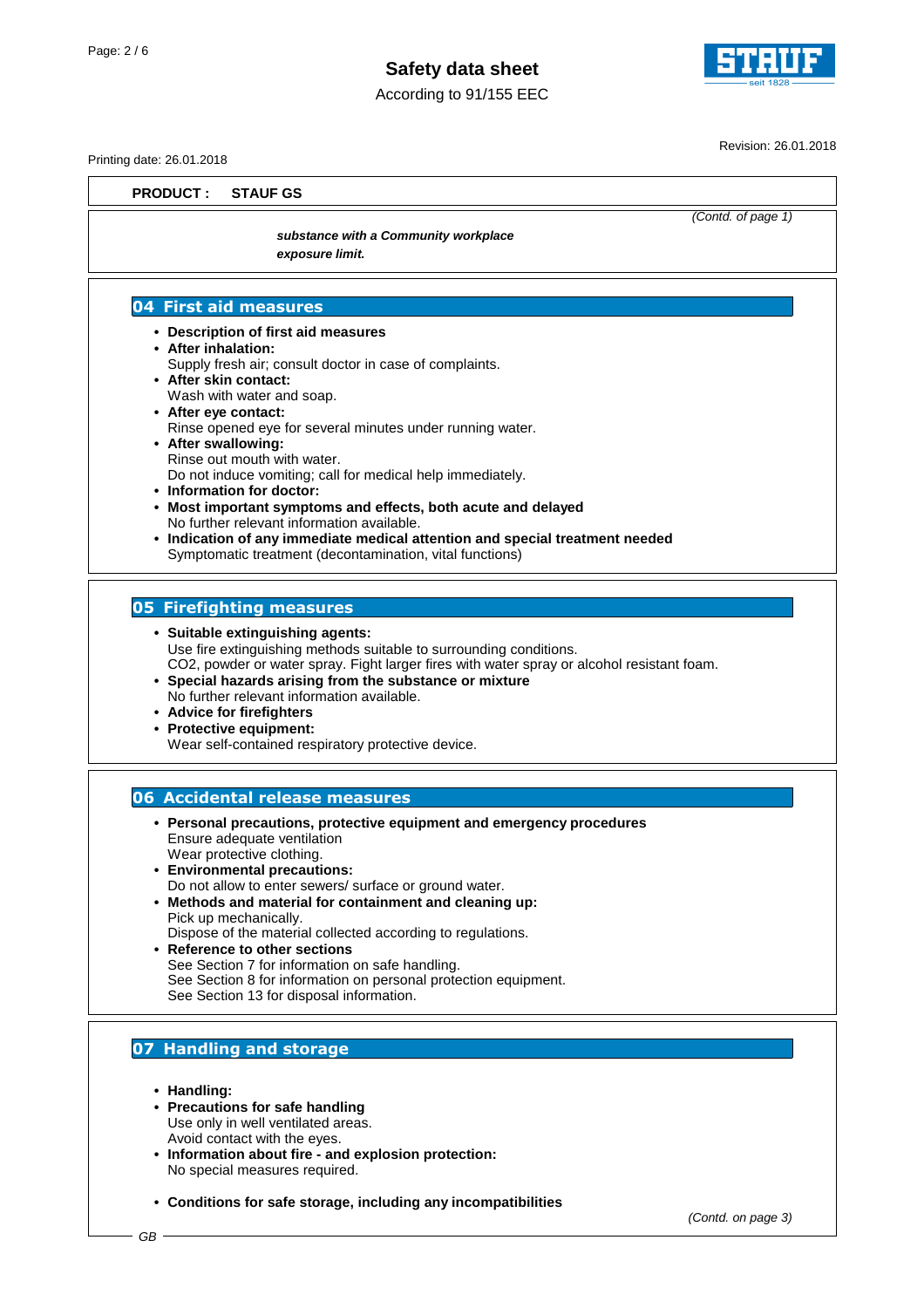**PRODUCT : STAUF GS**

(Contd. of page 1)

***substance with a Community workplace exposure limit.***

## 04 First aid measures

- **Description of first aid measures**
- **After inhalation:**
  Supply fresh air; consult doctor in case of complaints.
- **After skin contact:**
  Wash with water and soap.
- **After eye contact:**
  Rinse opened eye for several minutes under running water.
- **After swallowing:**
  Rinse out mouth with water.
  Do not induce vomiting; call for medical help immediately.
- **Information for doctor:**
- **Most important symptoms and effects, both acute and delayed**
  No further relevant information available.
- **Indication of any immediate medical attention and special treatment needed**
  Symptomatic treatment (decontamination, vital functions)

## 05 Firefighting measures

- **Suitable extinguishing agents:**
  Use fire extinguishing methods suitable to surrounding conditions.
  $CO_2$, powder or water spray. Fight larger fires with water spray or alcohol resistant foam.
- **Special hazards arising from the substance or mixture**
  No further relevant information available.
- **Advice for firefighters**
- **Protective equipment:**
  Wear self-contained respiratory protective device.

## 06 Accidental release measures

- **Personal precautions, protective equipment and emergency procedures**
  Ensure adequate ventilation
  Wear protective clothing.
- **Environmental precautions:**
  Do not allow to enter sewers/ surface or ground water.
- **Methods and material for containment and cleaning up:**
  Pick up mechanically.
  Dispose of the material collected according to regulations.
- **Reference to other sections**
  See Section 7 for information on safe handling.
  See Section 8 for information on personal protection equipment.
  See Section 13 for disposal information.

## 07 Handling and storage

- **Handling:**
- **Precautions for safe handling**
  Use only in well ventilated areas.
  Avoid contact with the eyes.
- **Information about fire - and explosion protection:**
  No special measures required.

- **Conditions for safe storage, including any incompatibilities**

(Contd. on page 3)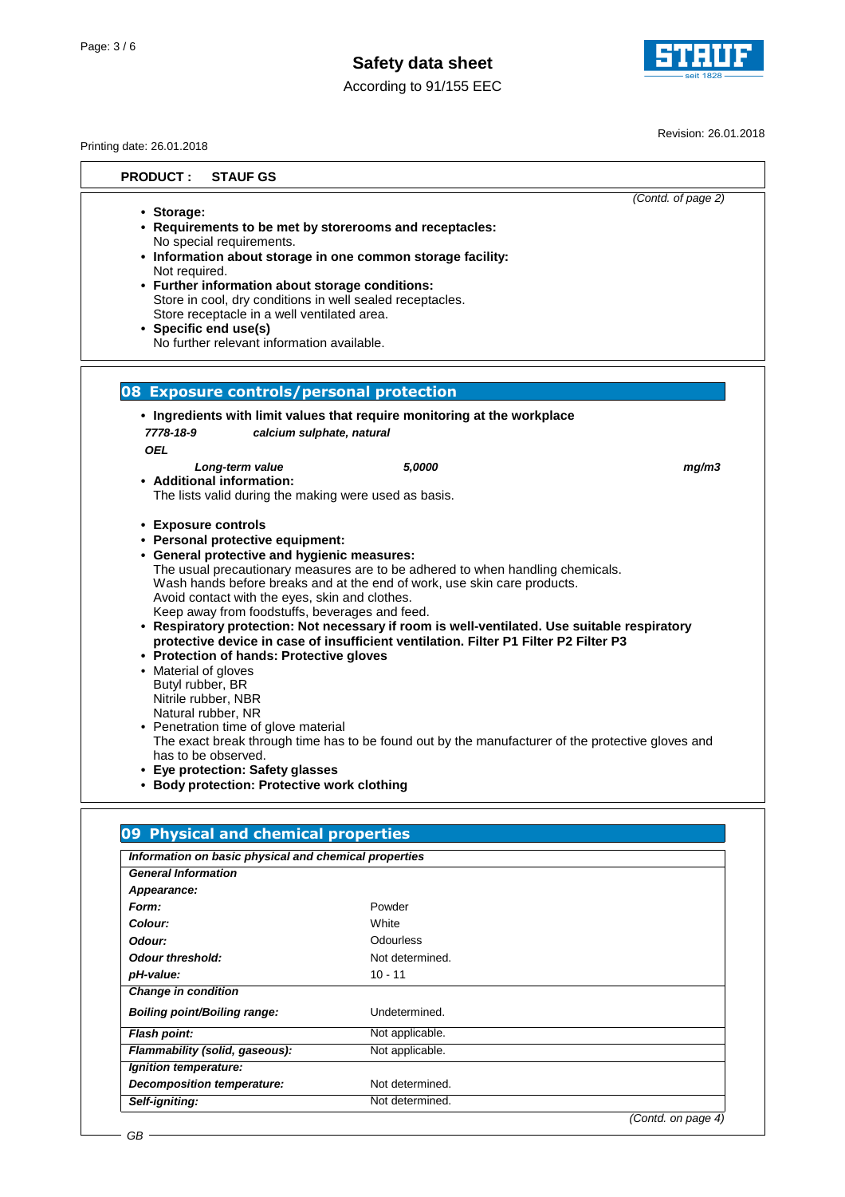**PRODUCT : STAUF GS**

(Contd. of page 2)

- **Storage:**
- **Requirements to be met by storerooms and receptacles:**
  No special requirements.
- **Information about storage in one common storage facility:**
  Not required.
- **Further information about storage conditions:**
  Store in cool, dry conditions in well sealed receptacles.
  Store receptacle in a well ventilated area.
- **Specific end use(s)**
  No further relevant information available.

## 08 Exposure controls/personal protection

- **Ingredients with limit values that require monitoring at the workplace**

***7778-18-9*** ***calcium sulphate, natural***

***OEL***

| *Long-term value* | *5,0000* | *mg/m3* |
|---|---|---|

- **Additional information:**
  The lists valid during the making were used as basis.

- **Exposure controls**
- **Personal protective equipment:**
- **General protective and hygienic measures:**
  The usual precautionary measures are to be adhered to when handling chemicals.
  Wash hands before breaks and at the end of work, use skin care products.
  Avoid contact with the eyes, skin and clothes.
  Keep away from foodstuffs, beverages and feed.
- **Respiratory protection: Not necessary if room is well-ventilated. Use suitable respiratory protective device in case of insufficient ventilation. Filter P1 Filter P2 Filter P3**
- **Protection of hands: Protective gloves**
- Material of gloves
  Butyl rubber, BR
  Nitrile rubber, NBR
  Natural rubber, NR
- Penetration time of glove material
  The exact break through time has to be found out by the manufacturer of the protective gloves and has to be observed.
- **Eye protection: Safety glasses**
- **Body protection: Protective work clothing**

## 09 Physical and chemical properties

| *Information on basic physical and chemical properties* | |
|---|---|
| ***General Information*** | |
| ***Appearance:*** | |
| ***Form:*** | Powder |
| ***Colour:*** | White |
| ***Odour:*** | Odourless |
| ***Odour threshold:*** | Not determined. |
| ***pH-value:*** | 10 - 11 |
| ***Change in condition*** | |
| ***Boiling point/Boiling range:*** | Undetermined. |
| ***Flash point:*** | Not applicable. |
| ***Flammability (solid, gaseous):*** | Not applicable. |
| ***Ignition temperature:*** | |
| ***Decomposition temperature:*** | Not determined. |
| ***Self-igniting:*** | Not determined. |

(Contd. on page 4)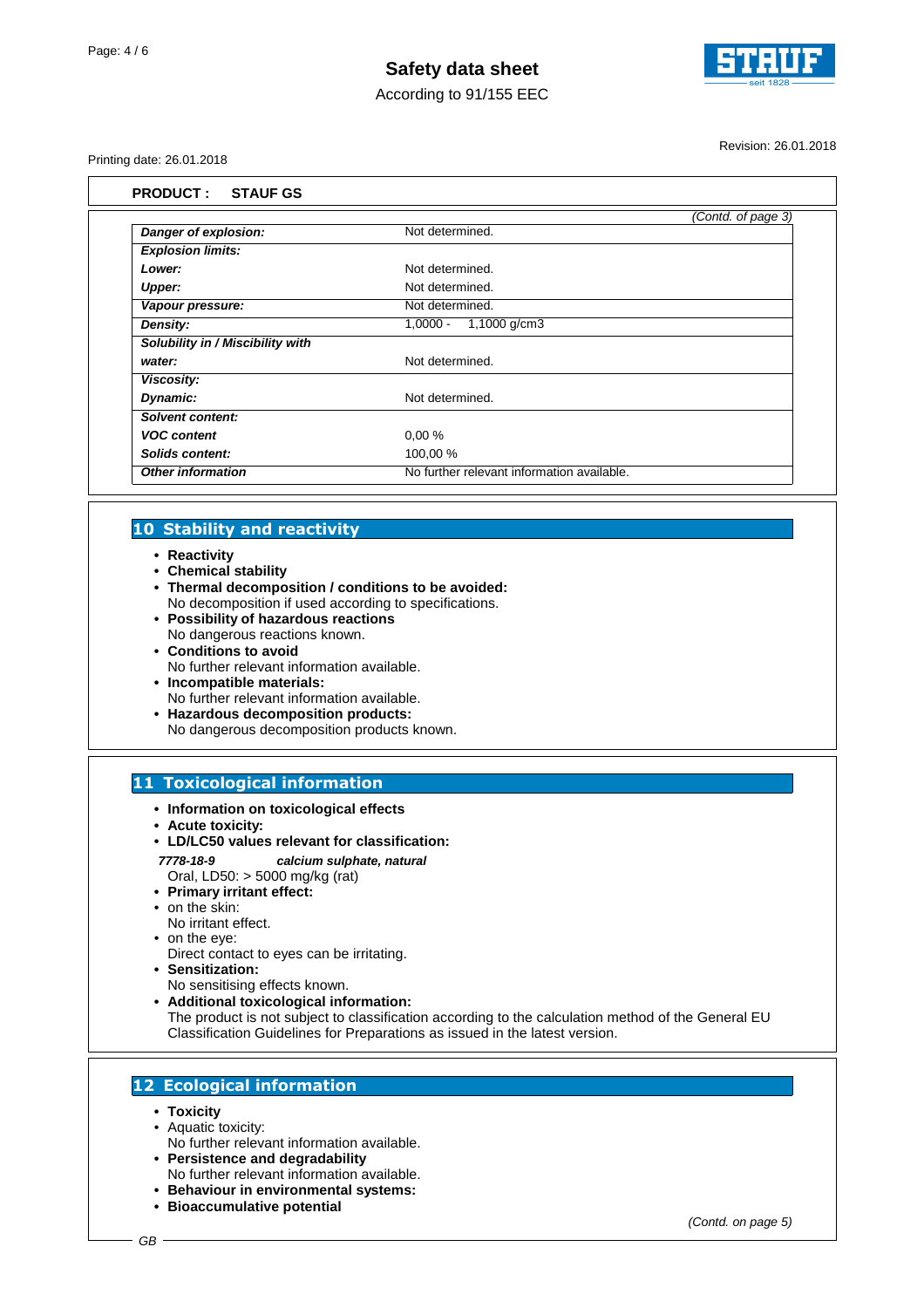**PRODUCT : STAUF GS**

*(Contd. of page 3)*

| | |
|---|---|
| ***Danger of explosion:*** | Not determined. |
| ***Explosion limits:*** | |
| ***Lower:*** | Not determined. |
| ***Upper:*** | Not determined. |
| ***Vapour pressure:*** | Not determined. |
| ***Density:*** | 1,0000 - 1,1000 g/cm3 |
| ***Solubility in / Miscibility with*** | |
| ***water:*** | Not determined. |
| ***Viscosity:*** | |
| ***Dynamic:*** | Not determined. |
| ***Solvent content:*** | |
| ***VOC content*** | 0,00 % |
| ***Solids content:*** | 100,00 % |
| ***Other information*** | No further relevant information available. |

## 10 Stability and reactivity

- **Reactivity**
- **Chemical stability**
- **Thermal decomposition / conditions to be avoided:**
  No decomposition if used according to specifications.
- **Possibility of hazardous reactions**
  No dangerous reactions known.
- **Conditions to avoid**
  No further relevant information available.
- **Incompatible materials:**
  No further relevant information available.
- **Hazardous decomposition products:**
  No dangerous decomposition products known.

## 11 Toxicological information

- **Information on toxicological effects**
- **Acute toxicity:**
- **LD/LC50 values relevant for classification:**

***7778-18-9*** ***calcium sulphate, natural***
Oral, LD50: > 5000 mg/kg (rat)

- **Primary irritant effect:**
- on the skin:
  No irritant effect.
- on the eye:
  Direct contact to eyes can be irritating.
- **Sensitization:**
  No sensitising effects known.
- **Additional toxicological information:**
  The product is not subject to classification according to the calculation method of the General EU Classification Guidelines for Preparations as issued in the latest version.

## 12 Ecological information

- **Toxicity**
- Aquatic toxicity:
  No further relevant information available.
- **Persistence and degradability**
  No further relevant information available.
- **Behaviour in environmental systems:**
- **Bioaccumulative potential**

*(Contd. on page 5)*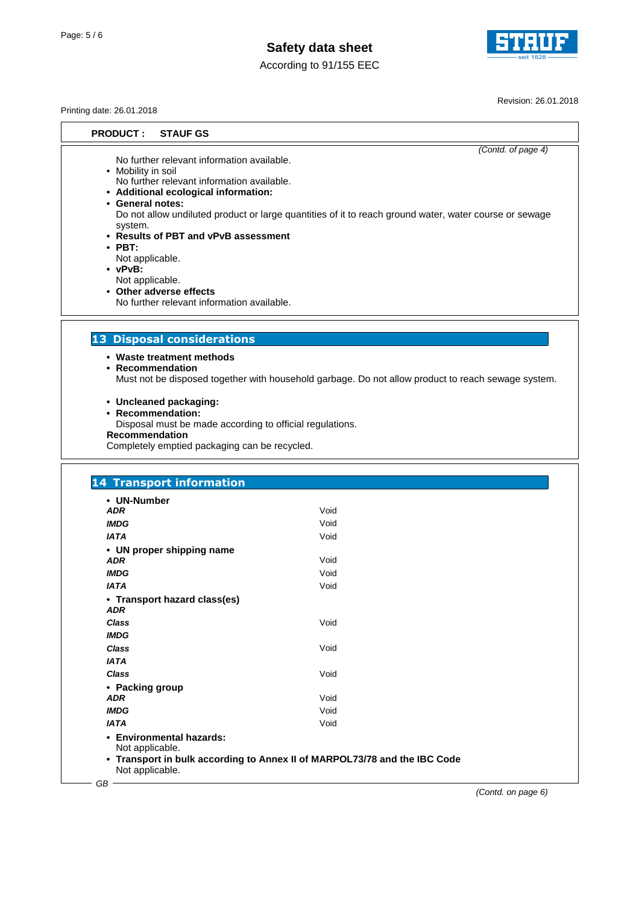**PRODUCT : STAUF GS**

*(Contd. of page 4)*

No further relevant information available.

- Mobility in soil
  No further relevant information available.
- **Additional ecological information:**
- **General notes:**
  Do not allow undiluted product or large quantities of it to reach ground water, water course or sewage system.
- **Results of PBT and vPvB assessment**
- **PBT:**
  Not applicable.
- **vPvB:**
  Not applicable.
- **Other adverse effects**
  No further relevant information available.

## 13 Disposal considerations

- **Waste treatment methods**
- **Recommendation**
  Must not be disposed together with household garbage. Do not allow product to reach sewage system.

- **Uncleaned packaging:**
- **Recommendation:**
  Disposal must be made according to official regulations.

**Recommendation**
Completely emptied packaging can be recycled.

## 14 Transport information

- **UN-Number**

| | |
|---|---|
| ***ADR*** | Void |
| ***IMDG*** | Void |
| ***IATA*** | Void |

- **UN proper shipping name**

| | |
|---|---|
| ***ADR*** | Void |
| ***IMDG*** | Void |
| ***IATA*** | Void |

- **Transport hazard class(es)**

| | |
|---|---|
| ***ADR*** | |
| ***Class*** | Void |
| ***IMDG*** | |
| ***Class*** | Void |
| ***IATA*** | |
| ***Class*** | Void |

- **Packing group**

| | |
|---|---|
| ***ADR*** | Void |
| ***IMDG*** | Void |
| ***IATA*** | Void |

- **Environmental hazards:**
  Not applicable.
- **Transport in bulk according to Annex II of MARPOL73/78 and the IBC Code**
  Not applicable.

*(Contd. on page 6)*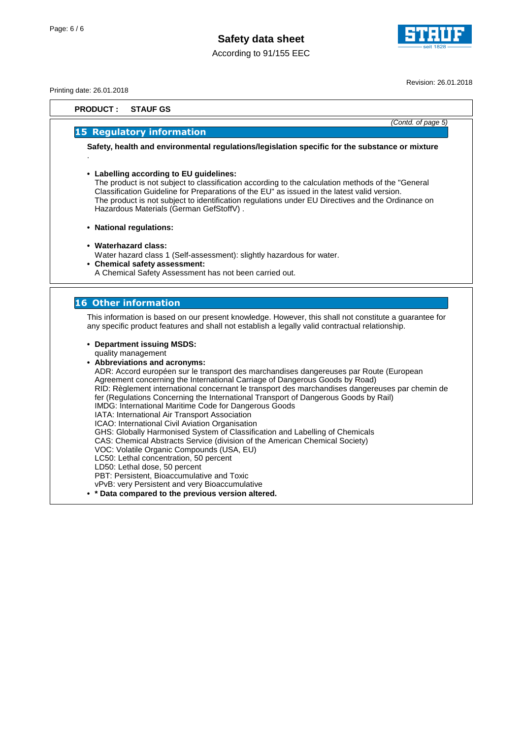**PRODUCT : STAUF GS**

*(Contd. of page 5)*

## 15 Regulatory information

**Safety, health and environmental regulations/legislation specific for the substance or mixture**

.

- **Labelling according to EU guidelines:**
  The product is not subject to classification according to the calculation methods of the "General Classification Guideline for Preparations of the EU" as issued in the latest valid version.
  The product is not subject to identification regulations under EU Directives and the Ordinance on Hazardous Materials (German GefStoffV) .

- **National regulations:**

- **Waterhazard class:**
  Water hazard class 1 (Self-assessment): slightly hazardous for water.
- **Chemical safety assessment:**
  A Chemical Safety Assessment has not been carried out.

## 16 Other information

This information is based on our present knowledge. However, this shall not constitute a guarantee for any specific product features and shall not establish a legally valid contractual relationship.

- **Department issuing MSDS:**
  quality management
- **Abbreviations and acronyms:**
  ADR: Accord européen sur le transport des marchandises dangereuses par Route (European Agreement concerning the International Carriage of Dangerous Goods by Road)
  RID: Règlement international concernant le transport des marchandises dangereuses par chemin de fer (Regulations Concerning the International Transport of Dangerous Goods by Rail)
  IMDG: International Maritime Code for Dangerous Goods
  IATA: International Air Transport Association
  ICAO: International Civil Aviation Organisation
  GHS: Globally Harmonised System of Classification and Labelling of Chemicals
  CAS: Chemical Abstracts Service (division of the American Chemical Society)
  VOC: Volatile Organic Compounds (USA, EU)
  LC50: Lethal concentration, 50 percent
  LD50: Lethal dose, 50 percent
  PBT: Persistent, Bioaccumulative and Toxic
  vPvB: very Persistent and very Bioaccumulative
- **\* Data compared to the previous version altered.**